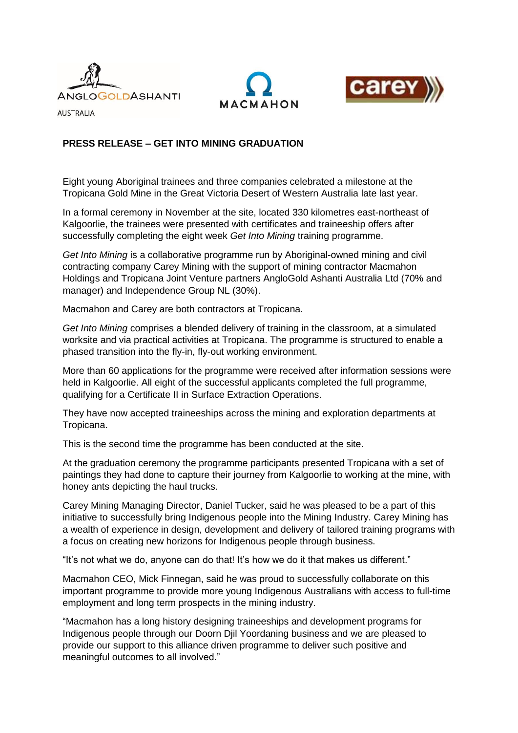## PRESS RELEASE – GET INTO MINING GRADUATION

Eight young Aboriginal trainees and three companies celebrated a milestone at the Tropicana Gold Mine in the Great Victoria Desert of Western Australia late last year.

In a formal ceremony in November at the site, located 330 kilometres east-northeast of Kalgoorlie, the trainees were presented with certificates and traineeship offers after successfully completing the eight week *Get Into Mining* training programme.

*Get Into Mining* is a collaborative programme run by Aboriginal-owned mining and civil contracting company Carey Mining with the support of mining contractor Macmahon Holdings and Tropicana Joint Venture partners AngloGold Ashanti Australia Ltd (70% and manager) and Independence Group NL (30%).

Macmahon and Carey are both contractors at Tropicana.

*Get Into Mining* comprises a blended delivery of training in the classroom, at a simulated worksite and via practical activities at Tropicana. The programme is structured to enable a phased transition into the fly-in, fly-out working environment.

More than 60 applications for the programme were received after information sessions were held in Kalgoorlie. All eight of the successful applicants completed the full programme, qualifying for a Certificate II in Surface Extraction Operations.

They have now accepted traineeships across the mining and exploration departments at Tropicana.

This is the second time the programme has been conducted at the site.

At the graduation ceremony the programme participants presented Tropicana with a set of paintings they had done to capture their journey from Kalgoorlie to working at the mine, with honey ants depicting the haul trucks.

Carey Mining Managing Director, Daniel Tucker, said he was pleased to be a part of this initiative to successfully bring Indigenous people into the Mining Industry. Carey Mining has a wealth of experience in design, development and delivery of tailored training programs with a focus on creating new horizons for Indigenous people through business.

"It's not what we do, anyone can do that! It's how we do it that makes us different."

Macmahon CEO, Mick Finnegan, said he was proud to successfully collaborate on this important programme to provide more young Indigenous Australians with access to full-time employment and long term prospects in the mining industry.

"Macmahon has a long history designing traineeships and development programs for Indigenous people through our Doorn Djil Yoordaning business and we are pleased to provide our support to this alliance driven programme to deliver such positive and meaningful outcomes to all involved."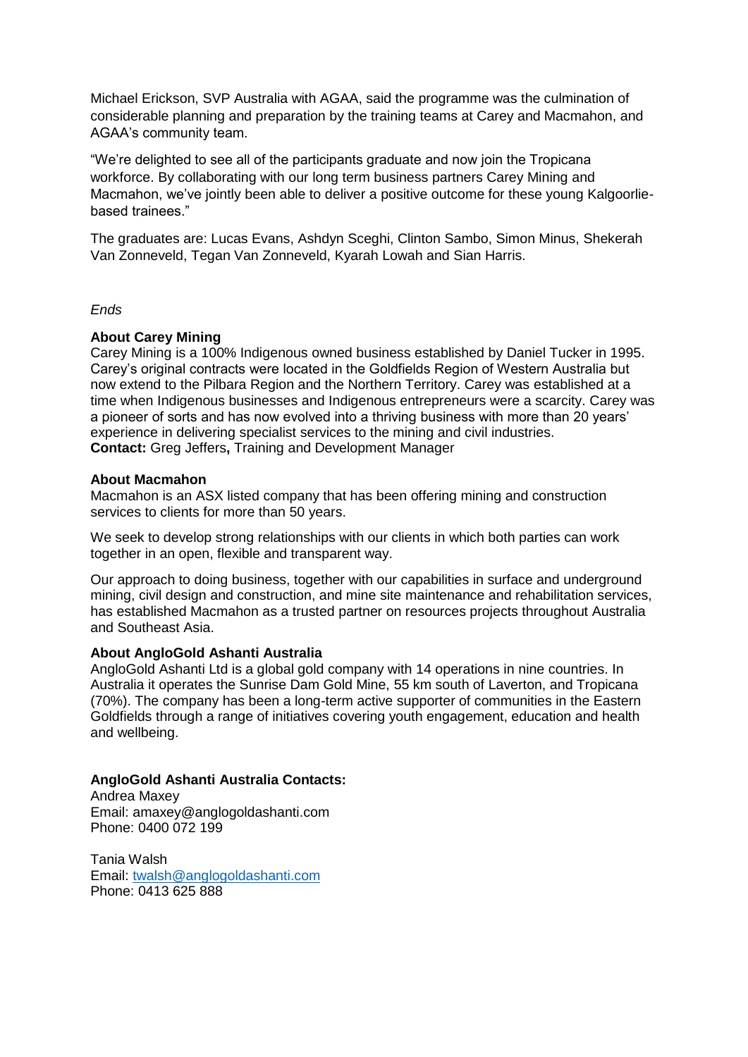Michael Erickson, SVP Australia with AGAA, said the programme was the culmination of considerable planning and preparation by the training teams at Carey and Macmahon, and AGAA's community team.

"We're delighted to see all of the participants graduate and now join the Tropicana workforce. By collaborating with our long term business partners Carey Mining and Macmahon, we've jointly been able to deliver a positive outcome for these young Kalgoorlie-based trainees."

The graduates are: Lucas Evans, Ashdyn Sceghi, Clinton Sambo, Simon Minus, Shekerah Van Zonneveld, Tegan Van Zonneveld, Kyarah Lowah and Sian Harris.

*Ends*

**About Carey Mining**
Carey Mining is a 100% Indigenous owned business established by Daniel Tucker in 1995. Carey's original contracts were located in the Goldfields Region of Western Australia but now extend to the Pilbara Region and the Northern Territory. Carey was established at a time when Indigenous businesses and Indigenous entrepreneurs were a scarcity. Carey was a pioneer of sorts and has now evolved into a thriving business with more than 20 years' experience in delivering specialist services to the mining and civil industries.
**Contact:** Greg Jeffers**,** Training and Development Manager

**About Macmahon**
Macmahon is an ASX listed company that has been offering mining and construction services to clients for more than 50 years.

We seek to develop strong relationships with our clients in which both parties can work together in an open, flexible and transparent way.

Our approach to doing business, together with our capabilities in surface and underground mining, civil design and construction, and mine site maintenance and rehabilitation services, has established Macmahon as a trusted partner on resources projects throughout Australia and Southeast Asia.

**About AngloGold Ashanti Australia**
AngloGold Ashanti Ltd is a global gold company with 14 operations in nine countries. In Australia it operates the Sunrise Dam Gold Mine, 55 km south of Laverton, and Tropicana (70%). The company has been a long-term active supporter of communities in the Eastern Goldfields through a range of initiatives covering youth engagement, education and health and wellbeing.

**AngloGold Ashanti Australia Contacts:**
Andrea Maxey
Email: amaxey@anglogoldashanti.com
Phone: 0400 072 199

Tania Walsh
Email: twalsh@anglogoldashanti.com
Phone: 0413 625 888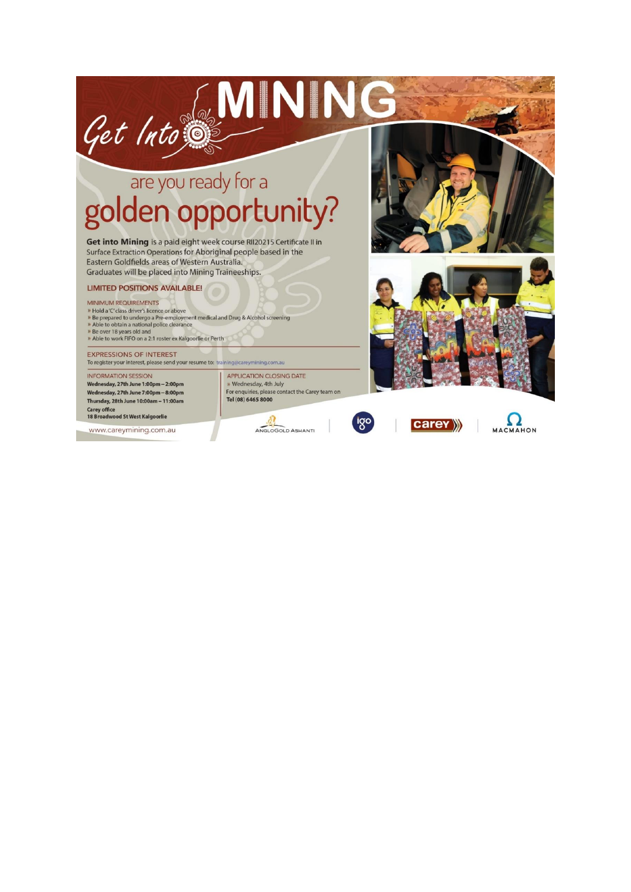# Get Into MINING

## are you ready for a golden opportunity?

**Get into Mining** is a paid eight week course RII20215 Certificate II in Surface Extraction Operations for Aboriginal people based in the Eastern Goldfields areas of Western Australia.
Graduates will be placed into Mining Traineeships.

### LIMITED POSITIONS AVAILABLE!

MINIMUM REQUIREMENTS

- Hold a 'C' class driver's licence or above
- Be prepared to undergo a Pre-employment medical and Drug & Alcohol screening
- Able to obtain a national police clearance
- Be over 18 years old and
- Able to work FIFO on a 2:1 roster ex Kalgoorlie or Perth

EXPRESSIONS OF INTEREST

To register your interest, please send your resume to: training@careymining.com.au

INFORMATION SESSION

**Wednesday, 27th June 1:00pm – 2:00pm**
**Wednesday, 27th June 7:00pm – 8:00pm**
**Thursday, 28th June 10:00am – 11:00am**
**Carey office**
**18 Broadwood St West Kalgoorlie**

APPLICATION CLOSING DATE

- Wednesday, 4th July

For enquiries, please contact the Carey team on
**Tel (08) 6465 8000**

www.careymining.com.au

AngloGold Ashanti | igo | carey | MACMAHON